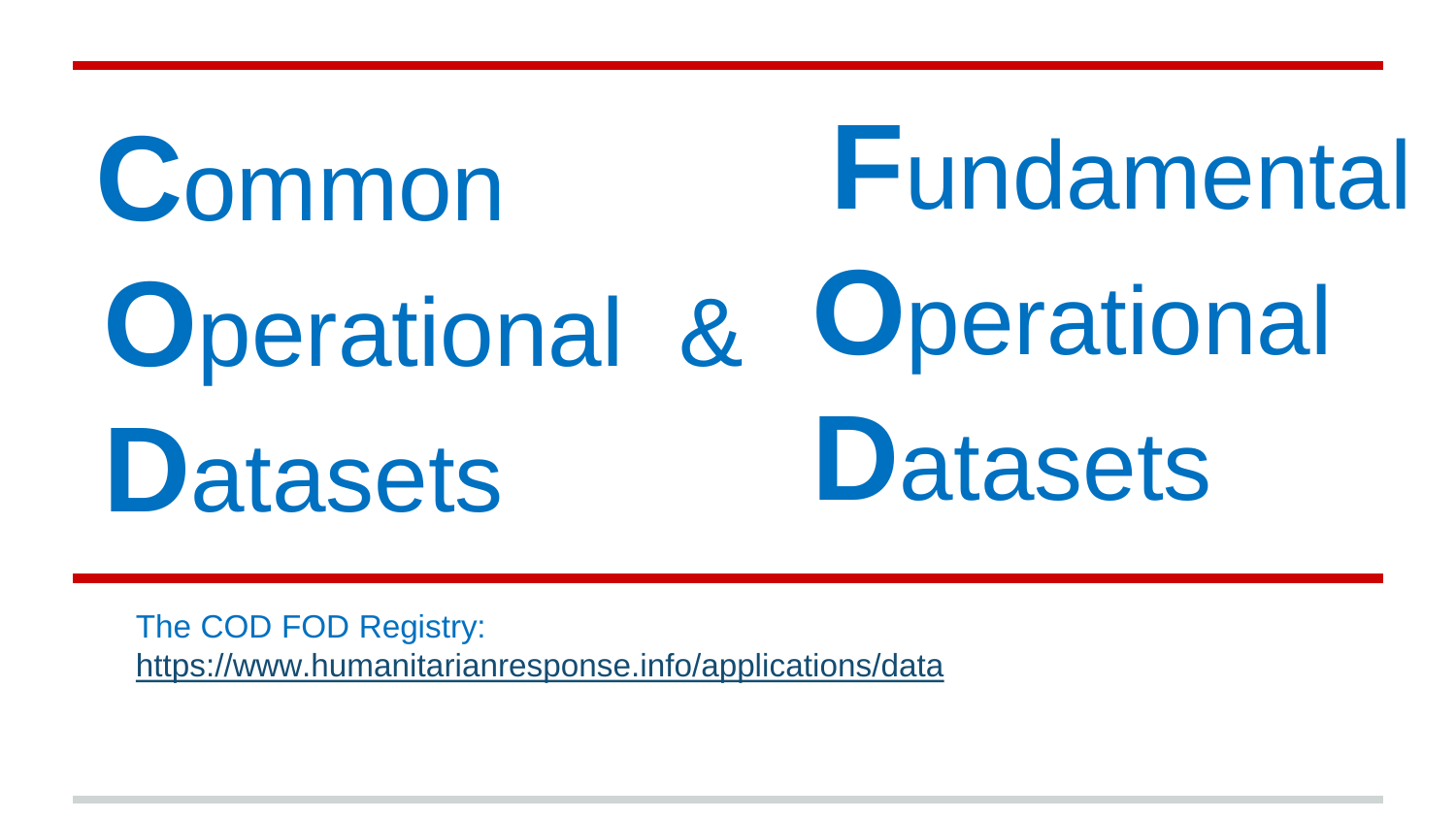# **C**ommon **O**perational **D**atasets & **F**undamental **O**perational **D**atasets

The COD FOD Registry:
https://www.humanitarianresponse.info/applications/data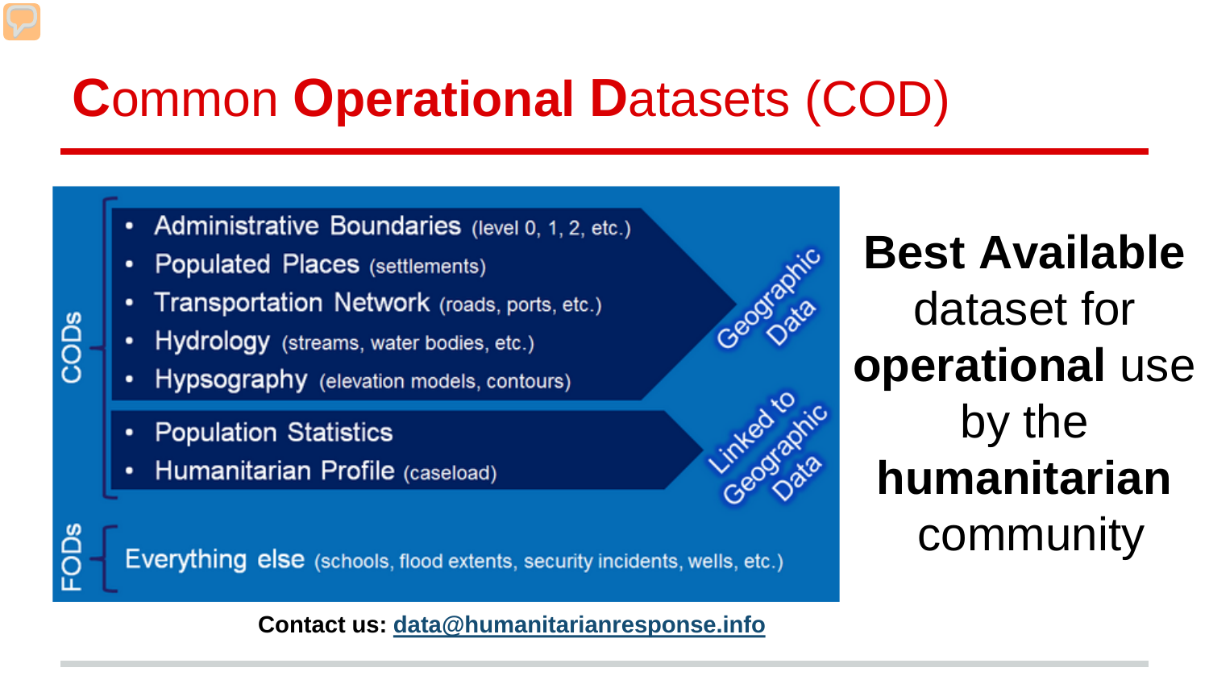# Common Operational Datasets (COD)

**CODs**

- Administrative Boundaries (level 0, 1, 2, etc.)
- Populated Places (settlements)
- Transportation Network (roads, ports, etc.)
- Hydrology (streams, water bodies, etc.)
- Hypsography (elevation models, contours)

Geographic Data

- Population Statistics
- Humanitarian Profile (caseload)

Linked to Geographic Data

**FODs**

Everything else (schools, flood extents, security incidents, wells, etc.)

**Best Available** dataset for **operational** use by the **humanitarian** community

**Contact us:** data@humanitarianresponse.info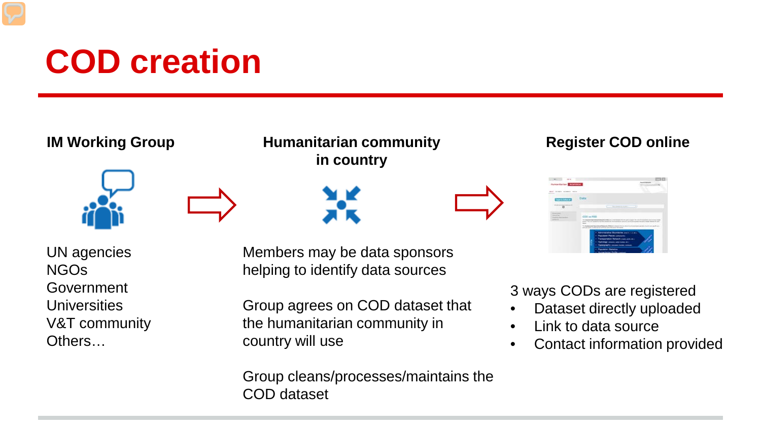# COD creation

### IM Working Group

UN agencies
NGOs
Government
Universities
V&T community
Others…

### Humanitarian community in country

Members may be data sponsors helping to identify data sources

Group agrees on COD dataset that the humanitarian community in country will use

Group cleans/processes/maintains the COD dataset

### Register COD online

3 ways CODs are registered

- Dataset directly uploaded
- Link to data source
- Contact information provided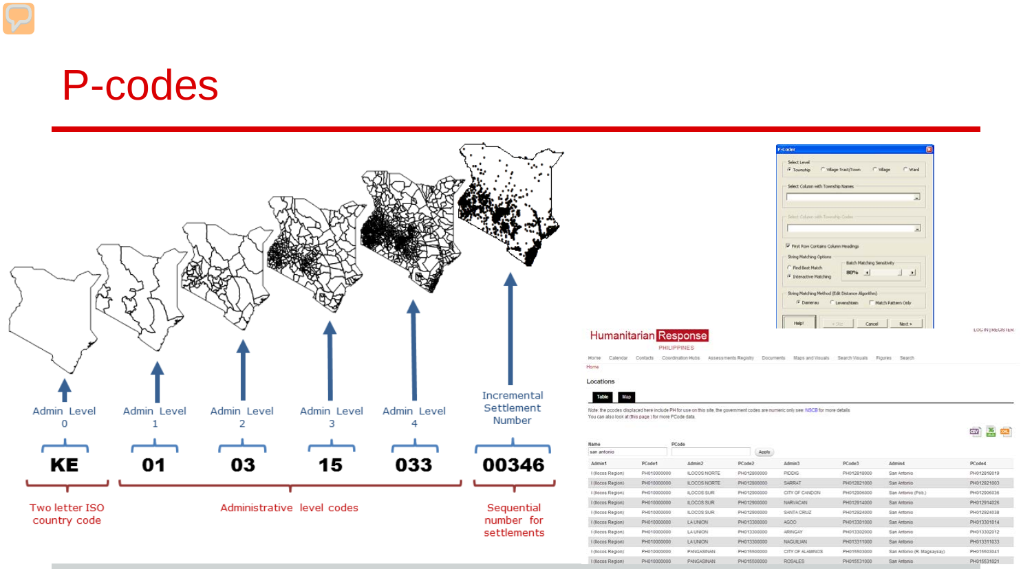# P-codes

| Admin Level 0 | Admin Level 1 | Admin Level 2 | Admin Level 3 | Admin Level 4 | Incremental Settlement Number |
|---|---|---|---|---|---|
| KE | 01 | 03 | 15 | 033 | 00346 |
| Two letter ISO country code | Administrative level codes | | | | Sequential number for settlements |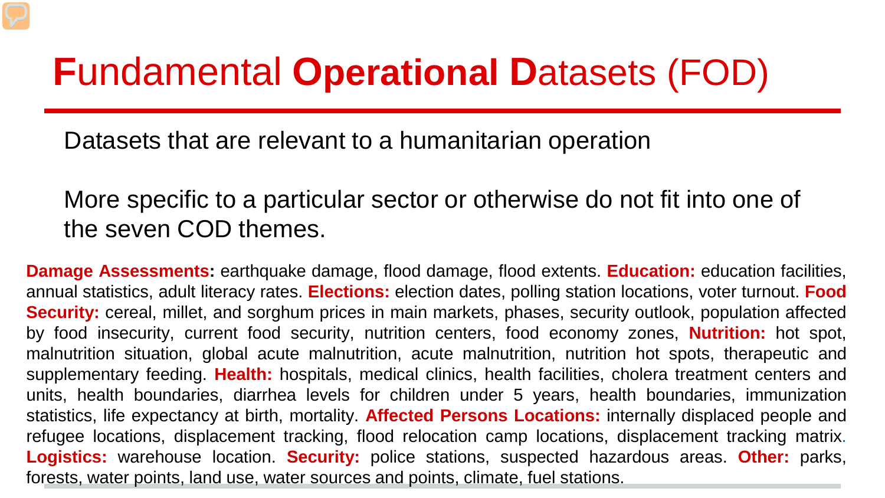# **F**undamental **Operational D**atasets (FOD)

Datasets that are relevant to a humanitarian operation

More specific to a particular sector or otherwise do not fit into one of the seven COD themes.

**Damage Assessments:** earthquake damage, flood damage, flood extents. **Education:** education facilities, annual statistics, adult literacy rates. **Elections:** election dates, polling station locations, voter turnout. **Food Security:** cereal, millet, and sorghum prices in main markets, phases, security outlook, population affected by food insecurity, current food security, nutrition centers, food economy zones, **Nutrition:** hot spot, malnutrition situation, global acute malnutrition, acute malnutrition, nutrition hot spots, therapeutic and supplementary feeding. **Health:** hospitals, medical clinics, health facilities, cholera treatment centers and units, health boundaries, diarrhea levels for children under 5 years, health boundaries, immunization statistics, life expectancy at birth, mortality. **Affected Persons Locations:** internally displaced people and refugee locations, displacement tracking, flood relocation camp locations, displacement tracking matrix. **Logistics:** warehouse location. **Security:** police stations, suspected hazardous areas. **Other:** parks, forests, water points, land use, water sources and points, climate, fuel stations.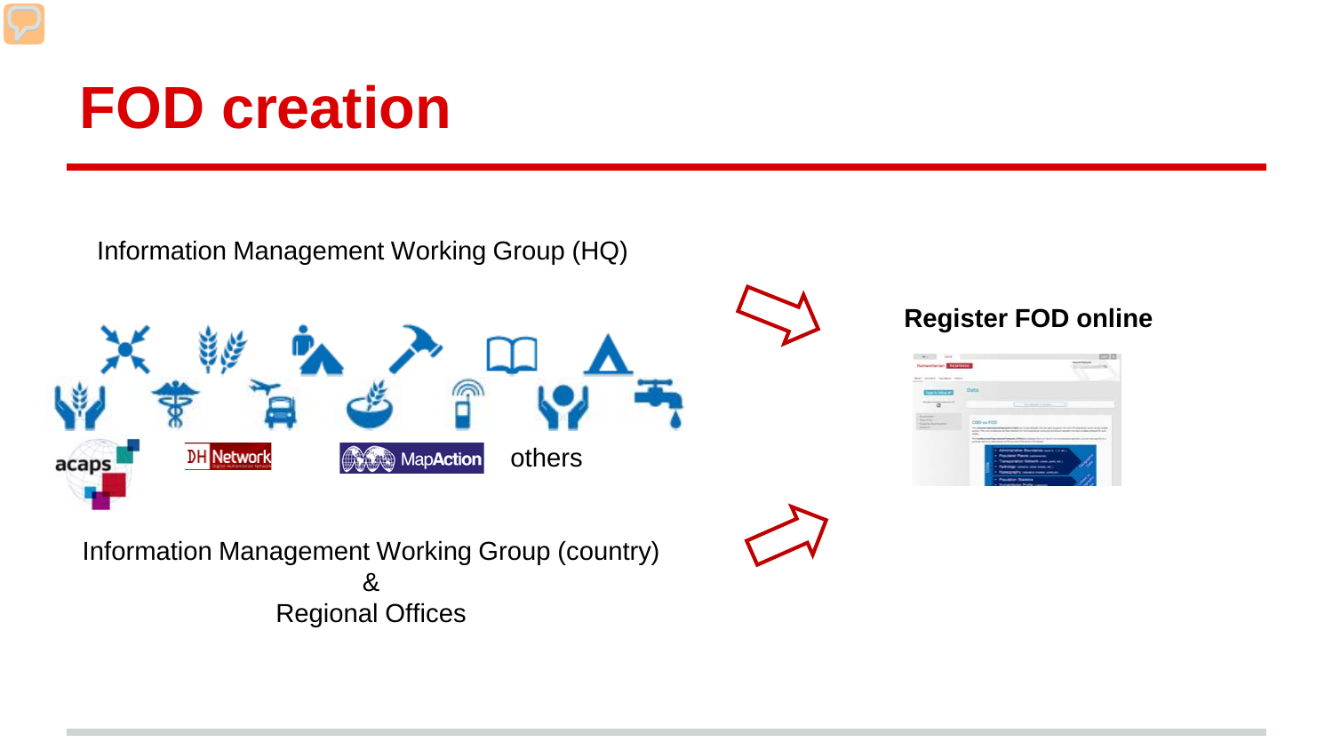# FOD creation

Information Management Working Group (HQ)

acaps

DH Network

MapAction

others

Information Management Working Group (country)
&
Regional Offices

**Register FOD online**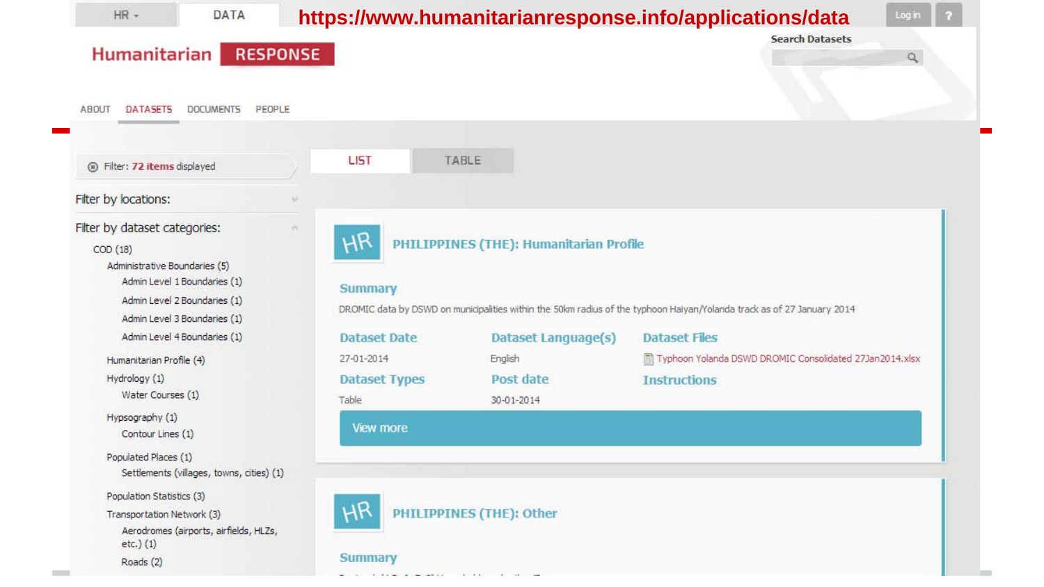HR ▾ | DATA

https://www.humanitarianresponse.info/applications/data

Log in | ?

Humanitarian RESPONSE

Search Datasets

ABOUT | DATASETS | DOCUMENTS | PEOPLE

Filter: **72 items** displayed

LIST | TABLE

Filter by locations:

Filter by dataset categories:

- COD (18)
  - Administrative Boundaries (5)
    - Admin Level 1 Boundaries (1)
    - Admin Level 2 Boundaries (1)
    - Admin Level 3 Boundaries (1)
    - Admin Level 4 Boundaries (1)
  - Humanitarian Profile (4)
  - Hydrology (1)
    - Water Courses (1)
  - Hypsography (1)
    - Contour Lines (1)
  - Populated Places (1)
    - Settlements (villages, towns, cities) (1)
  - Population Statistics (3)
  - Transportation Network (3)
    - Aerodromes (airports, airfields, HLZs, etc.) (1)
    - Roads (2)

## PHILIPPINES (THE): Humanitarian Profile

### Summary

DROMIC data by DSWD on municipalities within the 50km radius of the typhoon Haiyan/Yolanda track as of 27 January 2014

| Dataset Date | Dataset Language(s) | Dataset Files |
| --- | --- | --- |
| 27-01-2014 | English | Typhoon Yolanda DSWD DROMIC Consolidated 27Jan2014.xlsx |
| **Dataset Types** | **Post date** | **Instructions** |
| Table | 30-01-2014 | |

View more

## PHILIPPINES (THE): Other

### Summary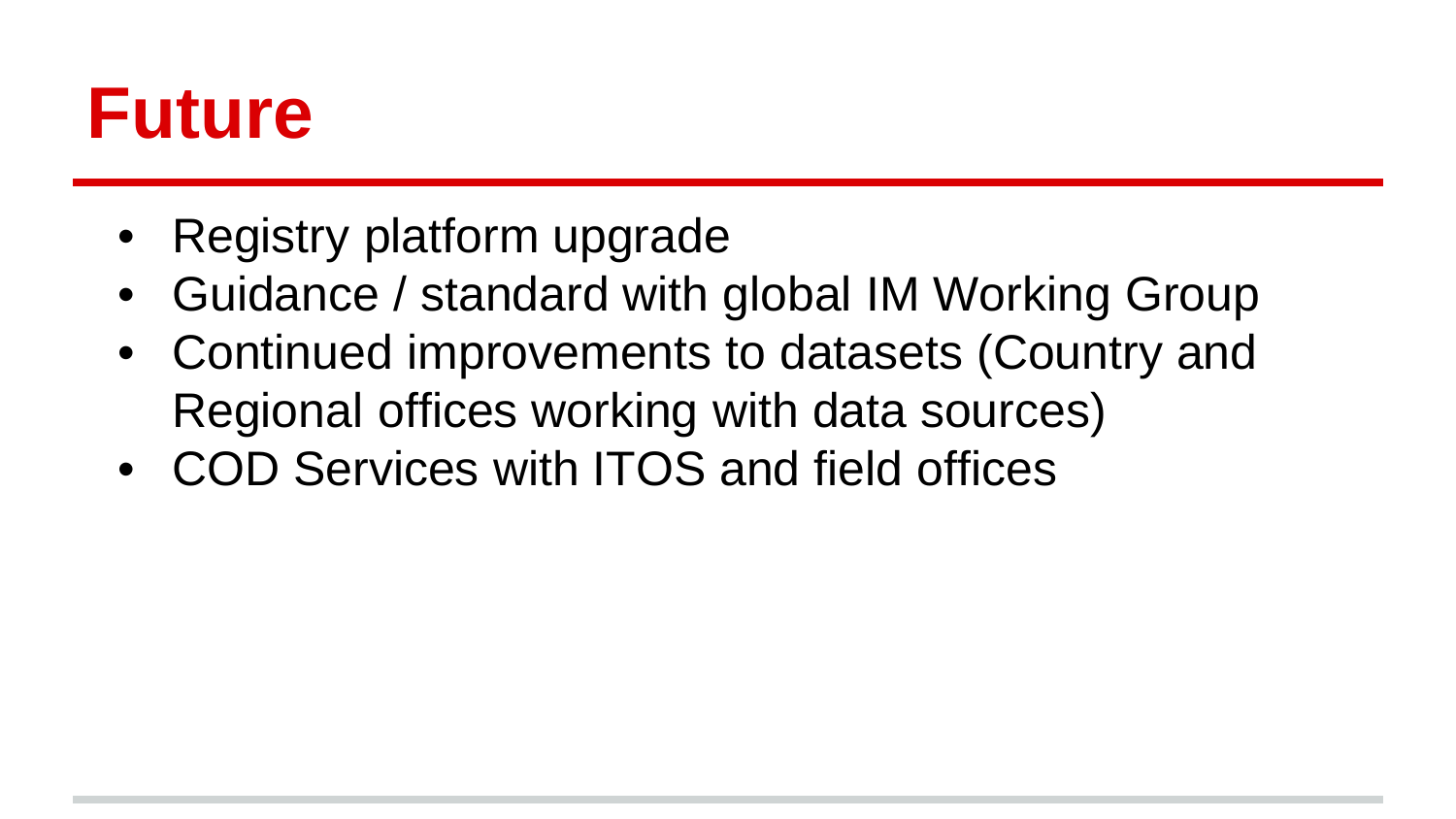# Future

- Registry platform upgrade
- Guidance / standard with global IM Working Group
- Continued improvements to datasets (Country and Regional offices working with data sources)
- COD Services with ITOS and field offices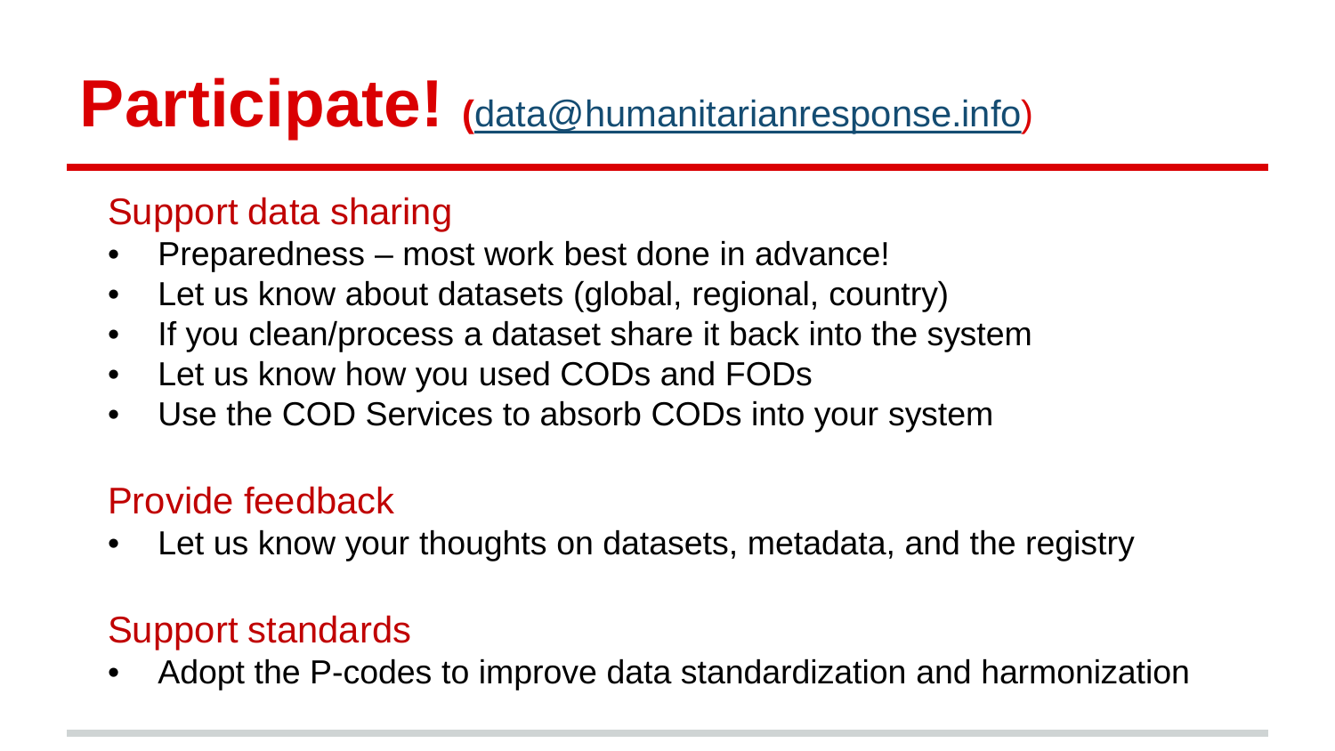# Participate! (data@humanitarianresponse.info)

## Support data sharing

- Preparedness – most work best done in advance!
- Let us know about datasets (global, regional, country)
- If you clean/process a dataset share it back into the system
- Let us know how you used CODs and FODs
- Use the COD Services to absorb CODs into your system

## Provide feedback

- Let us know your thoughts on datasets, metadata, and the registry

## Support standards

- Adopt the P-codes to improve data standardization and harmonization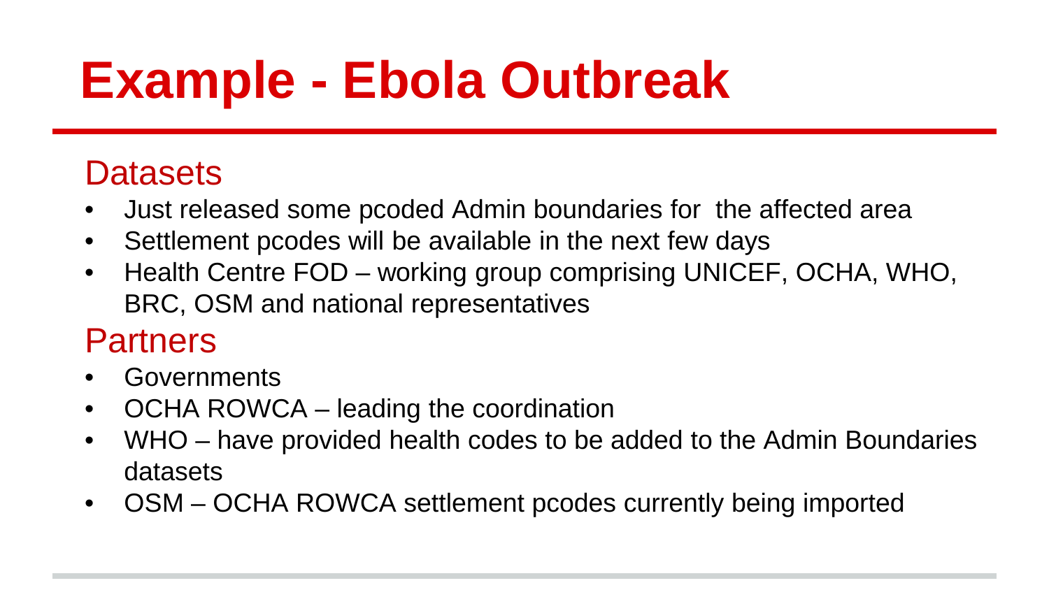# Example - Ebola Outbreak

## Datasets

- Just released some pcoded Admin boundaries for  the affected area
- Settlement pcodes will be available in the next few days
- Health Centre FOD – working group comprising UNICEF, OCHA, WHO, BRC, OSM and national representatives

## Partners

- Governments
- OCHA ROWCA – leading the coordination
- WHO – have provided health codes to be added to the Admin Boundaries datasets
- OSM – OCHA ROWCA settlement pcodes currently being imported